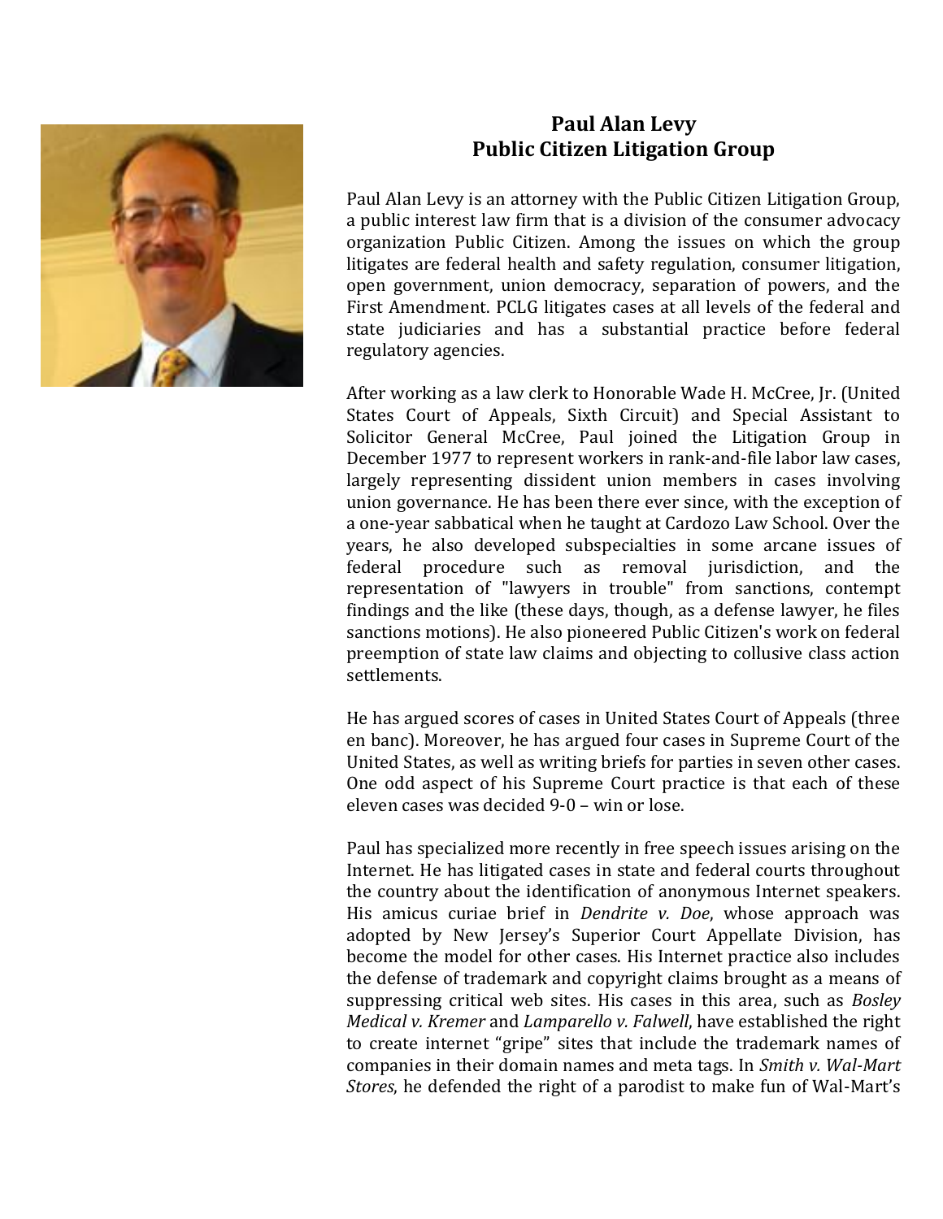**Paul Alan Levy**
**Public Citizen Litigation Group**

Paul Alan Levy is an attorney with the Public Citizen Litigation Group, a public interest law firm that is a division of the consumer advocacy organization Public Citizen. Among the issues on which the group litigates are federal health and safety regulation, consumer litigation, open government, union democracy, separation of powers, and the First Amendment. PCLG litigates cases at all levels of the federal and state judiciaries and has a substantial practice before federal regulatory agencies.

After working as a law clerk to Honorable Wade H. McCree, Jr. (United States Court of Appeals, Sixth Circuit) and Special Assistant to Solicitor General McCree, Paul joined the Litigation Group in December 1977 to represent workers in rank-and-file labor law cases, largely representing dissident union members in cases involving union governance. He has been there ever since, with the exception of a one-year sabbatical when he taught at Cardozo Law School. Over the years, he also developed subspecialties in some arcane issues of federal procedure such as removal jurisdiction, and the representation of "lawyers in trouble" from sanctions, contempt findings and the like (these days, though, as a defense lawyer, he files sanctions motions). He also pioneered Public Citizen's work on federal preemption of state law claims and objecting to collusive class action settlements.

He has argued scores of cases in United States Court of Appeals (three en banc). Moreover, he has argued four cases in Supreme Court of the United States, as well as writing briefs for parties in seven other cases. One odd aspect of his Supreme Court practice is that each of these eleven cases was decided 9-0 – win or lose.

Paul has specialized more recently in free speech issues arising on the Internet. He has litigated cases in state and federal courts throughout the country about the identification of anonymous Internet speakers. His amicus curiae brief in *Dendrite v. Doe*, whose approach was adopted by New Jersey's Superior Court Appellate Division, has become the model for other cases. His Internet practice also includes the defense of trademark and copyright claims brought as a means of suppressing critical web sites. His cases in this area, such as *Bosley Medical v. Kremer* and *Lamparello v. Falwell*, have established the right to create internet "gripe" sites that include the trademark names of companies in their domain names and meta tags. In *Smith v. Wal-Mart Stores*, he defended the right of a parodist to make fun of Wal-Mart's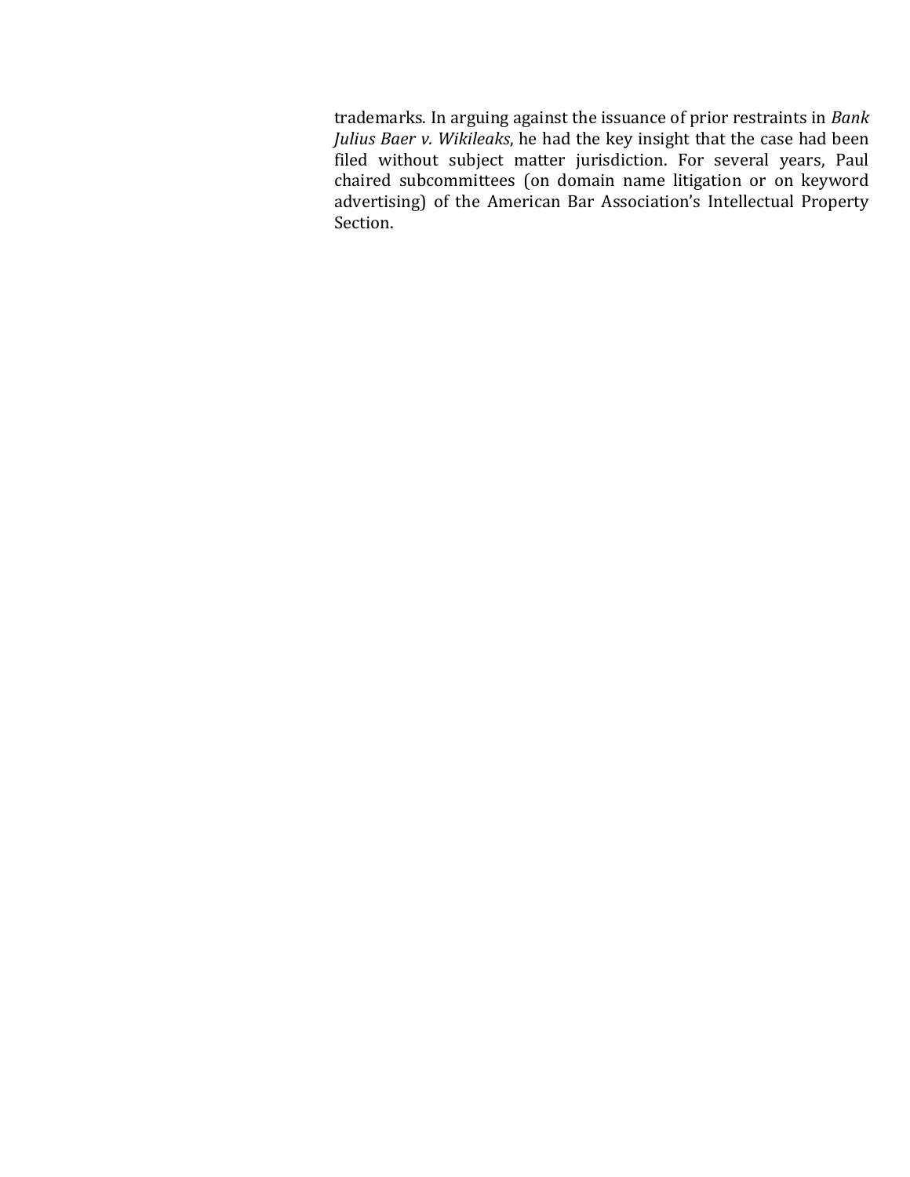trademarks. In arguing against the issuance of prior restraints in *Bank Julius Baer v. Wikileaks*, he had the key insight that the case had been filed without subject matter jurisdiction. For several years, Paul chaired subcommittees (on domain name litigation or on keyword advertising) of the American Bar Association's Intellectual Property Section.